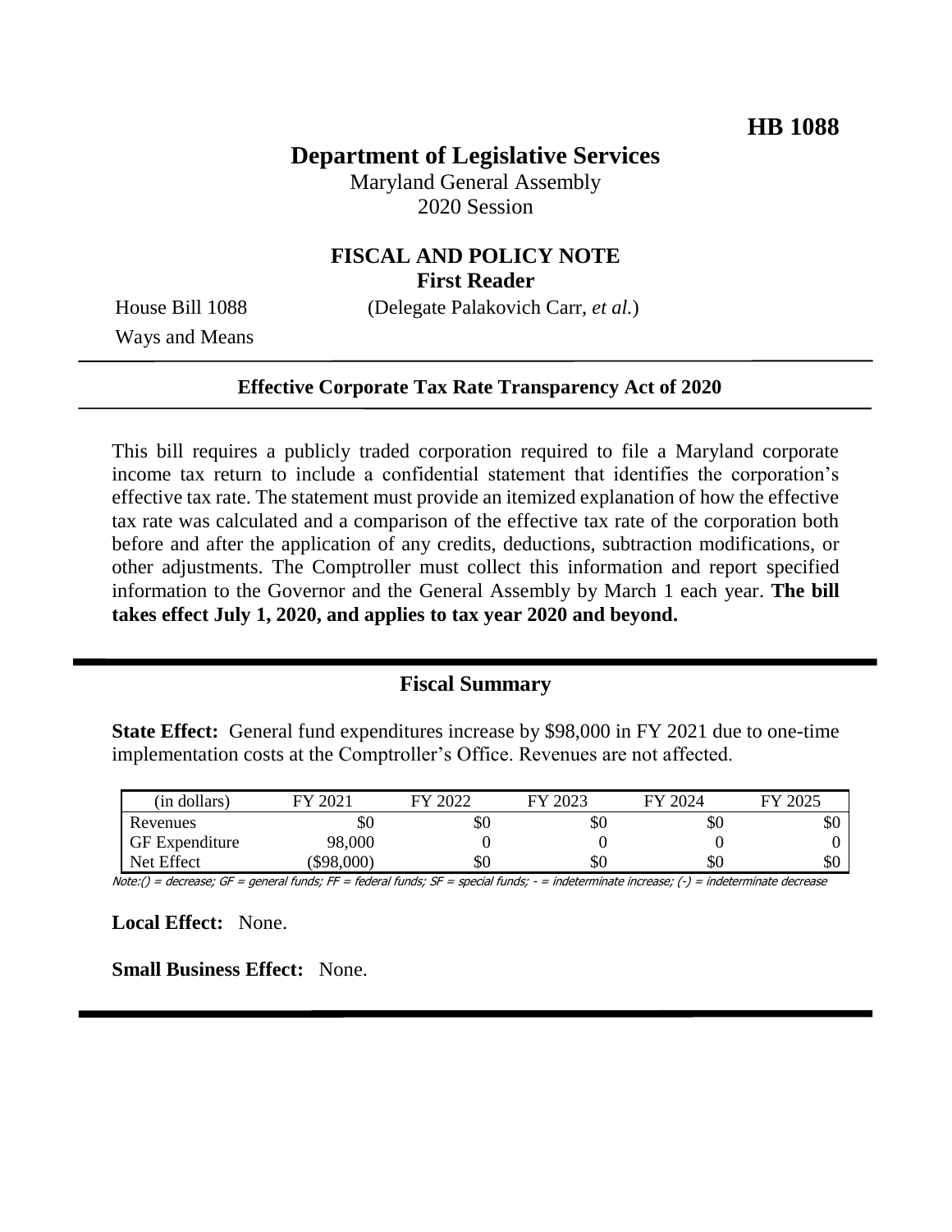**HB 1088**

# Department of Legislative Services

Maryland General Assembly
2020 Session

## FISCAL AND POLICY NOTE
**First Reader**

House Bill 1088 (Delegate Palakovich Carr, *et al.*)
Ways and Means

**Effective Corporate Tax Rate Transparency Act of 2020**

This bill requires a publicly traded corporation required to file a Maryland corporate income tax return to include a confidential statement that identifies the corporation's effective tax rate. The statement must provide an itemized explanation of how the effective tax rate was calculated and a comparison of the effective tax rate of the corporation both before and after the application of any credits, deductions, subtraction modifications, or other adjustments. The Comptroller must collect this information and report specified information to the Governor and the General Assembly by March 1 each year. **The bill takes effect July 1, 2020, and applies to tax year 2020 and beyond.**

## Fiscal Summary

**State Effect:** General fund expenditures increase by $98,000 in FY 2021 due to one-time implementation costs at the Comptroller's Office. Revenues are not affected.

| (in dollars) | FY 2021 | FY 2022 | FY 2023 | FY 2024 | FY 2025 |
|---|---|---|---|---|---|
| Revenues | $0 | $0 | $0 | $0 | $0 |
| GF Expenditure | 98,000 | 0 | 0 | 0 | 0 |
| Net Effect | ($98,000) | $0 | $0 | $0 | $0 |

Note:() = decrease; GF = general funds; FF = federal funds; SF = special funds; - = indeterminate increase; (-) = indeterminate decrease

**Local Effect:** None.

**Small Business Effect:** None.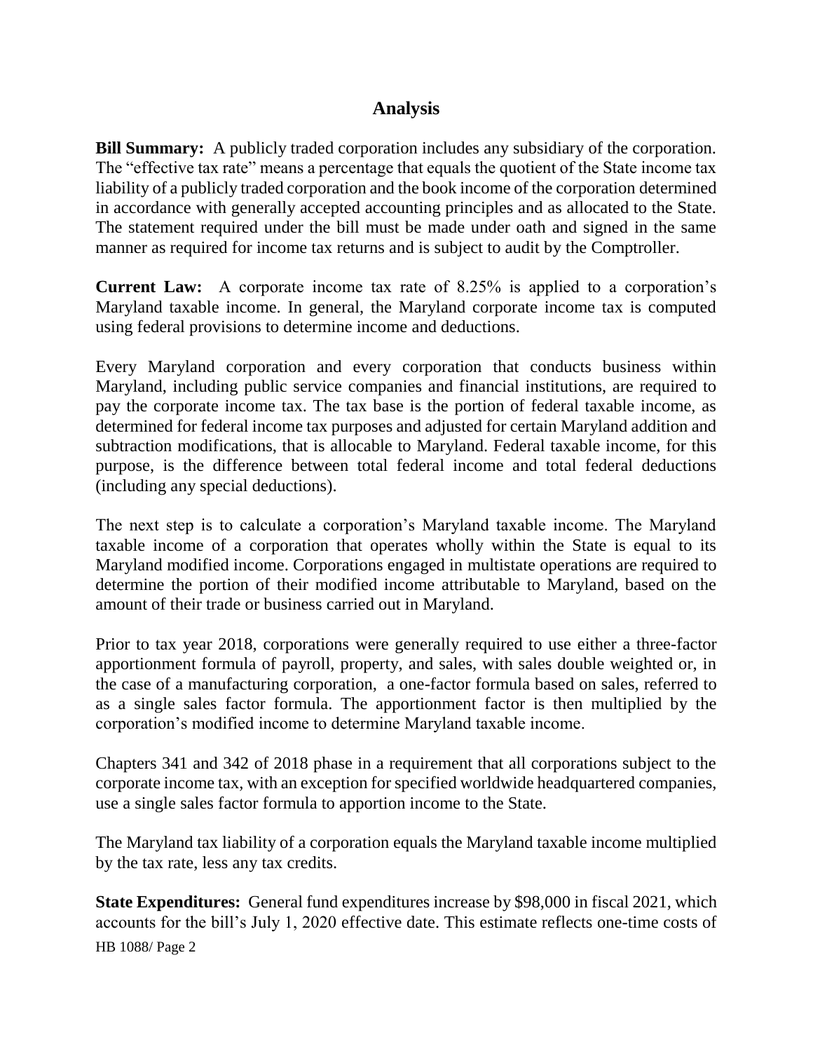## Analysis

**Bill Summary:** A publicly traded corporation includes any subsidiary of the corporation. The "effective tax rate" means a percentage that equals the quotient of the State income tax liability of a publicly traded corporation and the book income of the corporation determined in accordance with generally accepted accounting principles and as allocated to the State. The statement required under the bill must be made under oath and signed in the same manner as required for income tax returns and is subject to audit by the Comptroller.

**Current Law:** A corporate income tax rate of 8.25% is applied to a corporation's Maryland taxable income. In general, the Maryland corporate income tax is computed using federal provisions to determine income and deductions.

Every Maryland corporation and every corporation that conducts business within Maryland, including public service companies and financial institutions, are required to pay the corporate income tax. The tax base is the portion of federal taxable income, as determined for federal income tax purposes and adjusted for certain Maryland addition and subtraction modifications, that is allocable to Maryland. Federal taxable income, for this purpose, is the difference between total federal income and total federal deductions (including any special deductions).

The next step is to calculate a corporation's Maryland taxable income. The Maryland taxable income of a corporation that operates wholly within the State is equal to its Maryland modified income. Corporations engaged in multistate operations are required to determine the portion of their modified income attributable to Maryland, based on the amount of their trade or business carried out in Maryland.

Prior to tax year 2018, corporations were generally required to use either a three-factor apportionment formula of payroll, property, and sales, with sales double weighted or, in the case of a manufacturing corporation, a one-factor formula based on sales, referred to as a single sales factor formula. The apportionment factor is then multiplied by the corporation's modified income to determine Maryland taxable income.

Chapters 341 and 342 of 2018 phase in a requirement that all corporations subject to the corporate income tax, with an exception for specified worldwide headquartered companies, use a single sales factor formula to apportion income to the State.

The Maryland tax liability of a corporation equals the Maryland taxable income multiplied by the tax rate, less any tax credits.

**State Expenditures:** General fund expenditures increase by $98,000 in fiscal 2021, which accounts for the bill's July 1, 2020 effective date. This estimate reflects one-time costs of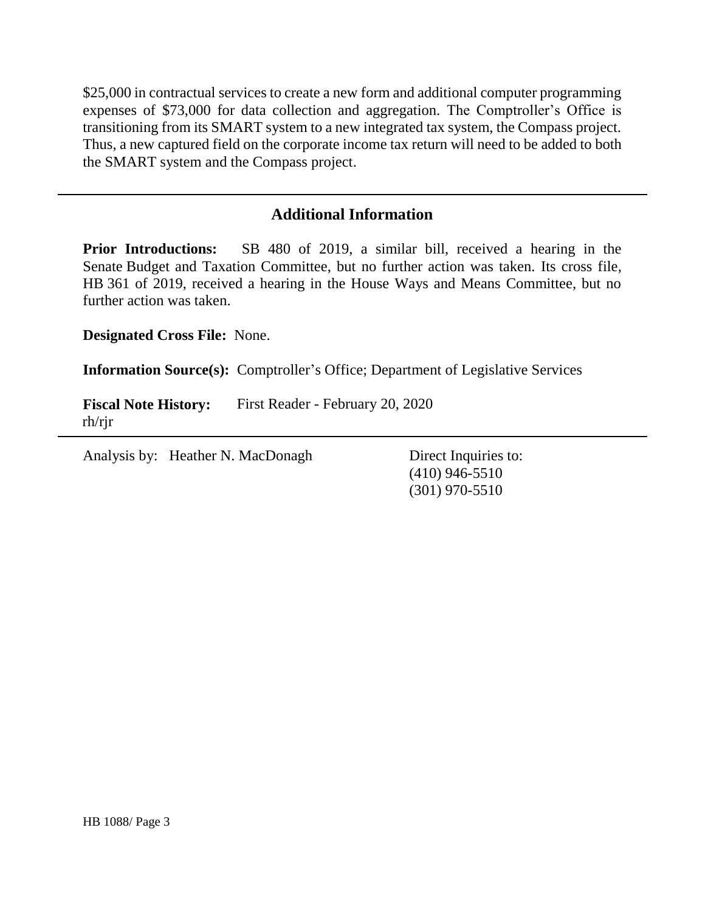$25,000 in contractual services to create a new form and additional computer programming expenses of $73,000 for data collection and aggregation. The Comptroller's Office is transitioning from its SMART system to a new integrated tax system, the Compass project. Thus, a new captured field on the corporate income tax return will need to be added to both the SMART system and the Compass project.

## Additional Information

**Prior Introductions:** SB 480 of 2019, a similar bill, received a hearing in the Senate Budget and Taxation Committee, but no further action was taken. Its cross file, HB 361 of 2019, received a hearing in the House Ways and Means Committee, but no further action was taken.

**Designated Cross File:** None.

**Information Source(s):** Comptroller's Office; Department of Legislative Services

**Fiscal Note History:** First Reader - February 20, 2020
rh/rjr

Analysis by: Heather N. MacDonagh

Direct Inquiries to:
(410) 946-5510
(301) 970-5510